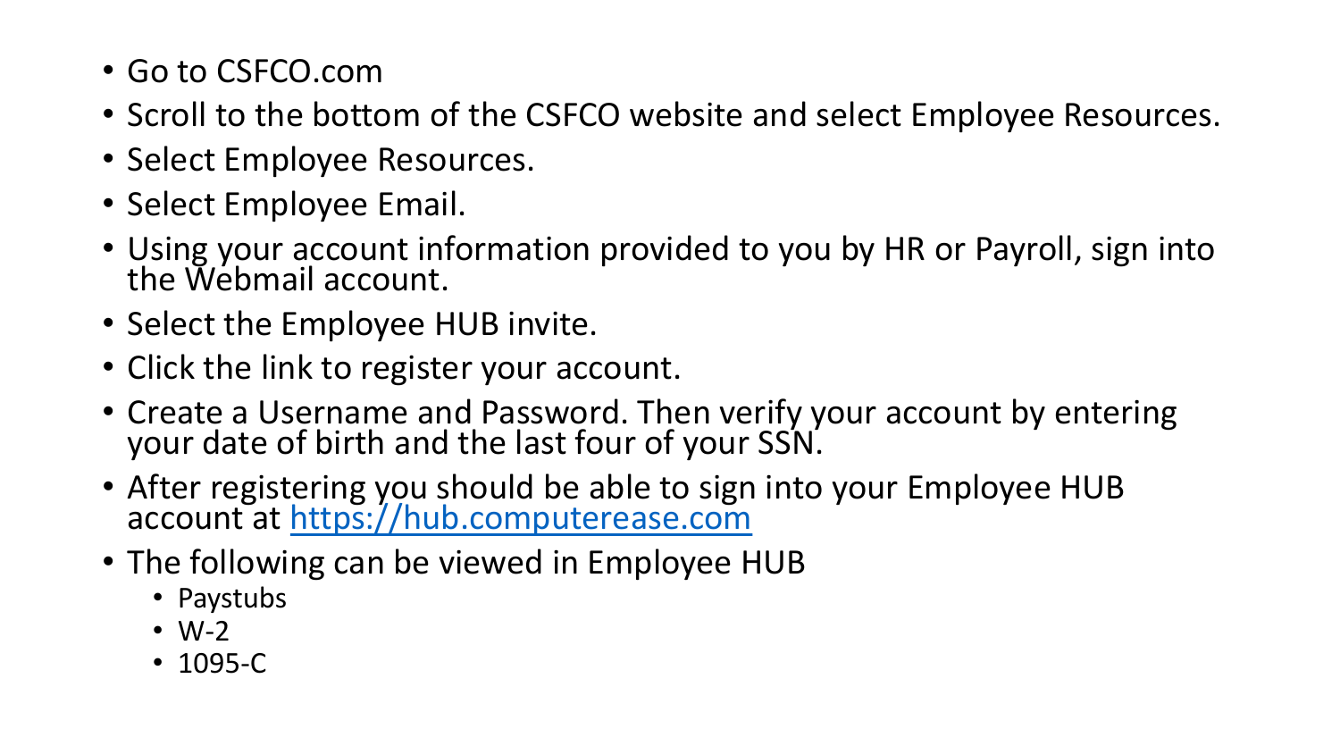- Go to CSFCO.com
- Scroll to the bottom of the CSFCO website and select Employee Resources.
- Select Employee Resources.
- Select Employee Email.
- Using your account information provided to you by HR or Payroll, sign into the Webmail account.
- Select the Employee HUB invite.
- Click the link to register your account.
- Create a Username and Password. Then verify your account by entering your date of birth and the last four of your SSN.
- After registering you should be able to sign into your Employee HUB account at [https://hub.computerease.com](https://hub.computerease.com)
- The following can be viewed in Employee HUB
  - Paystubs
  - W-2
  - 1095-C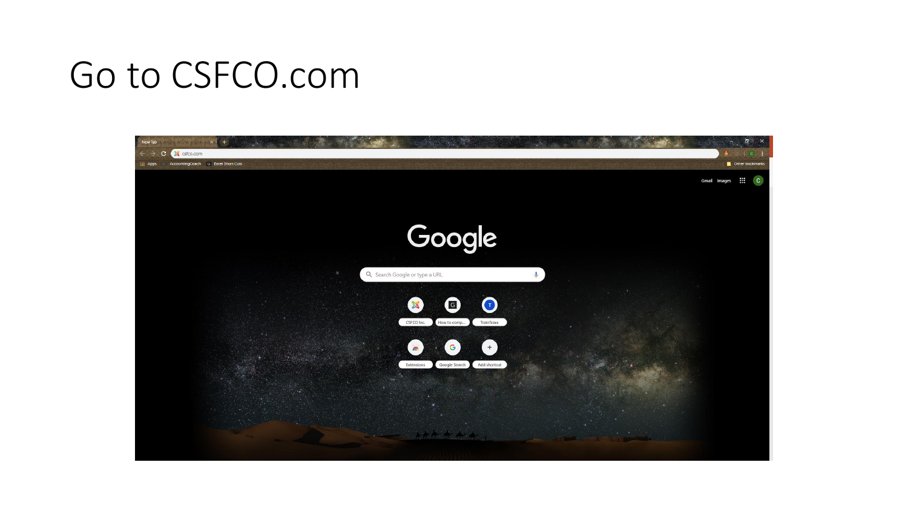# Go to CSFCO.com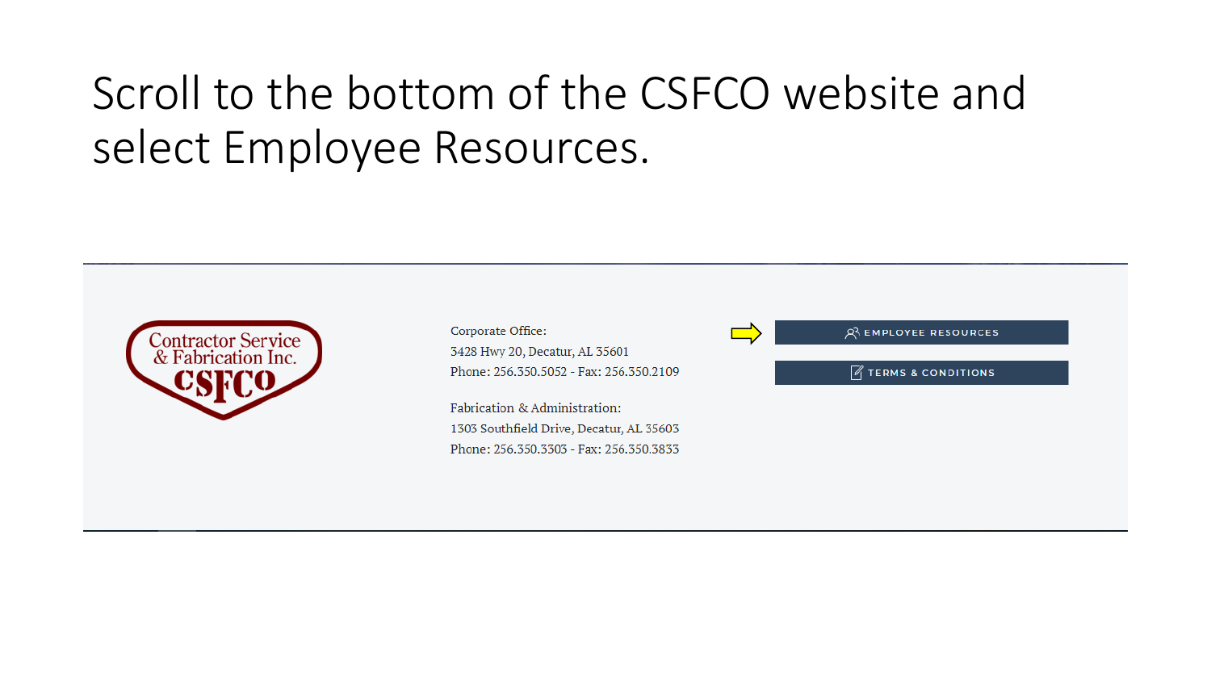# Scroll to the bottom of the CSFCO website and select Employee Resources.

Contractor Service & Fabrication Inc. CSFCO

Corporate Office:
3428 Hwy 20, Decatur, AL 35601
Phone: 256.350.5052 - Fax: 256.350.2109

Fabrication & Administration:
1303 Southfield Drive, Decatur, AL 35603
Phone: 256.350.3303 - Fax: 256.350.3833

EMPLOYEE RESOURCES

TERMS & CONDITIONS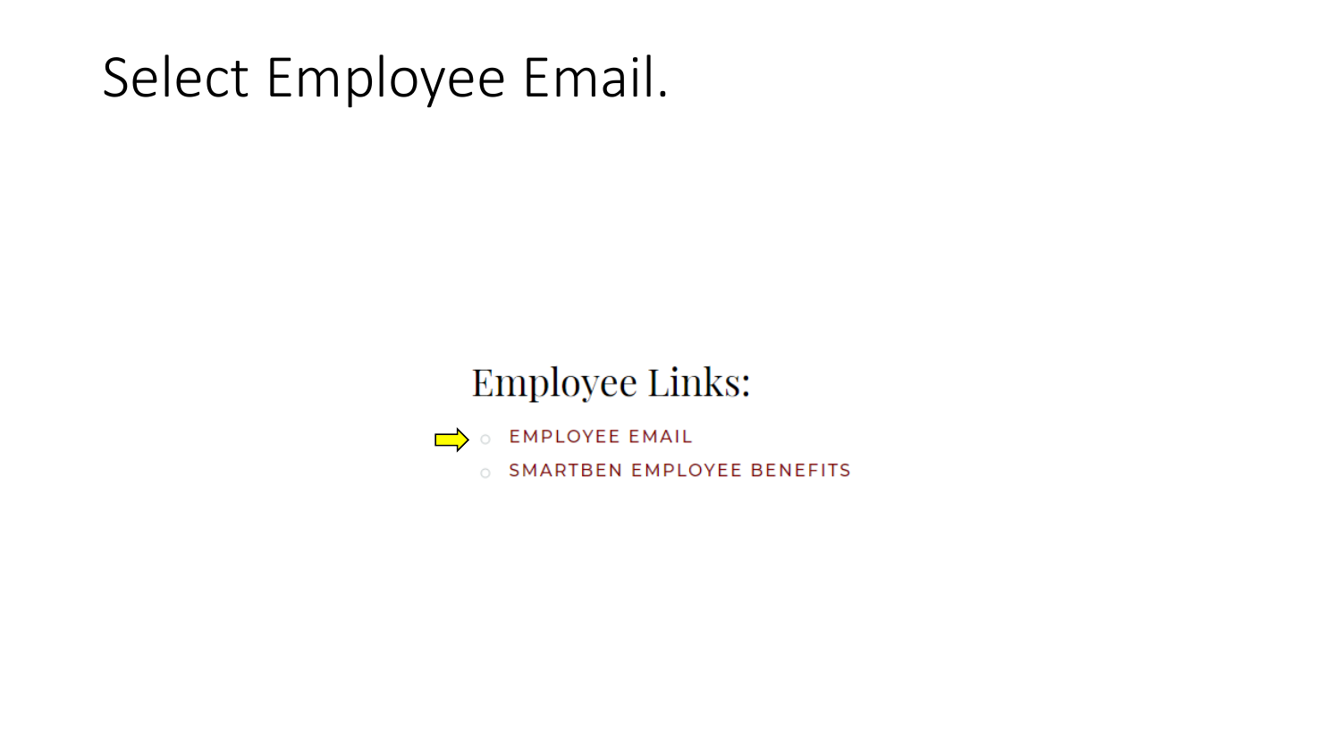# Select Employee Email.

## Employee Links:

- EMPLOYEE EMAIL
- SMARTBEN EMPLOYEE BENEFITS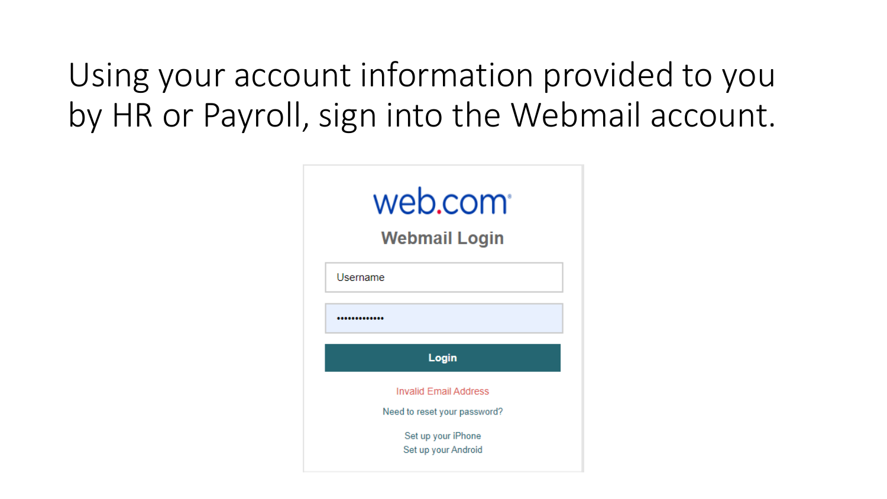# Using your account information provided to you by HR or Payroll, sign into the Webmail account.

web.com

**Webmail Login**

Username

•••••••••••••

**Login**

Invalid Email Address

Need to reset your password?

Set up your iPhone

Set up your Android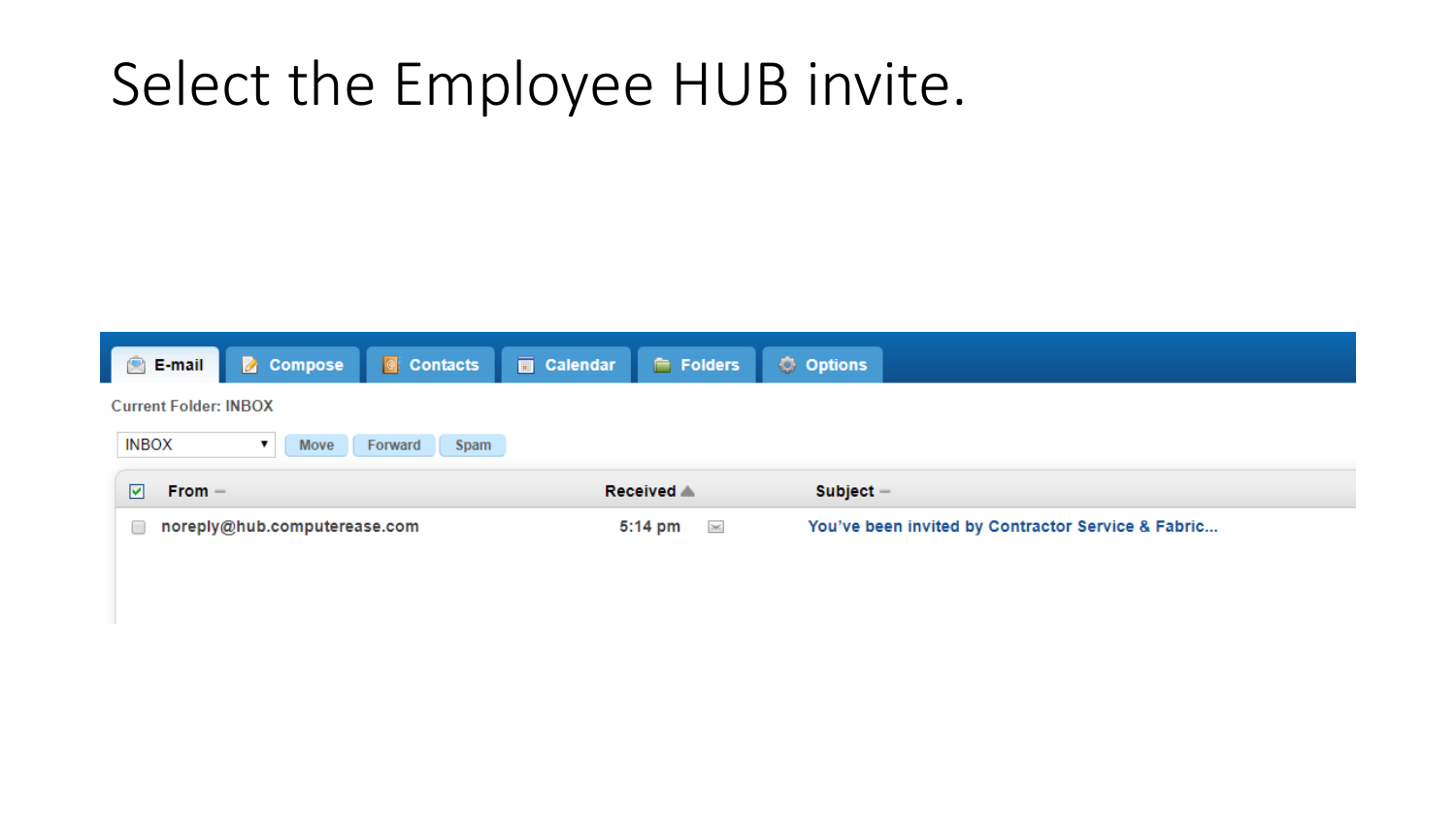# Select the Employee HUB invite.

E-mail | Compose | Contacts | Calendar | Folders | Options

Current Folder: INBOX

INBOX ▾ | Move | Forward | Spam

| From | Received | Subject |
| --- | --- | --- |
| noreply@hub.computerease.com | 5:14 pm | You've been invited by Contractor Service & Fabric... |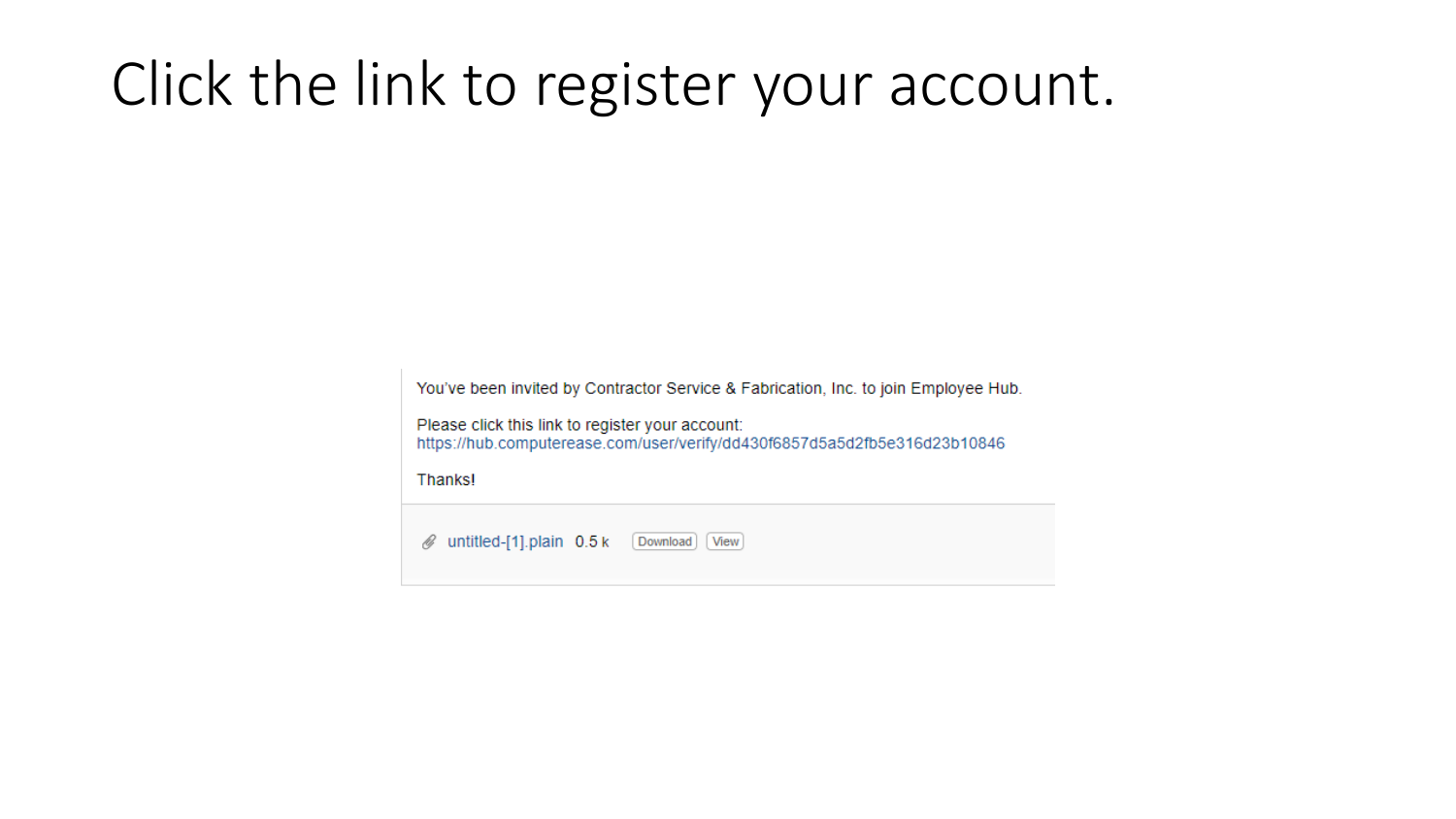# Click the link to register your account.

You've been invited by Contractor Service & Fabrication, Inc. to join Employee Hub.

Please click this link to register your account:
https://hub.computerease.com/user/verify/dd430f6857d5a5d2fb5e316d23b10846

Thanks!

untitled-[1].plain 0.5 k Download View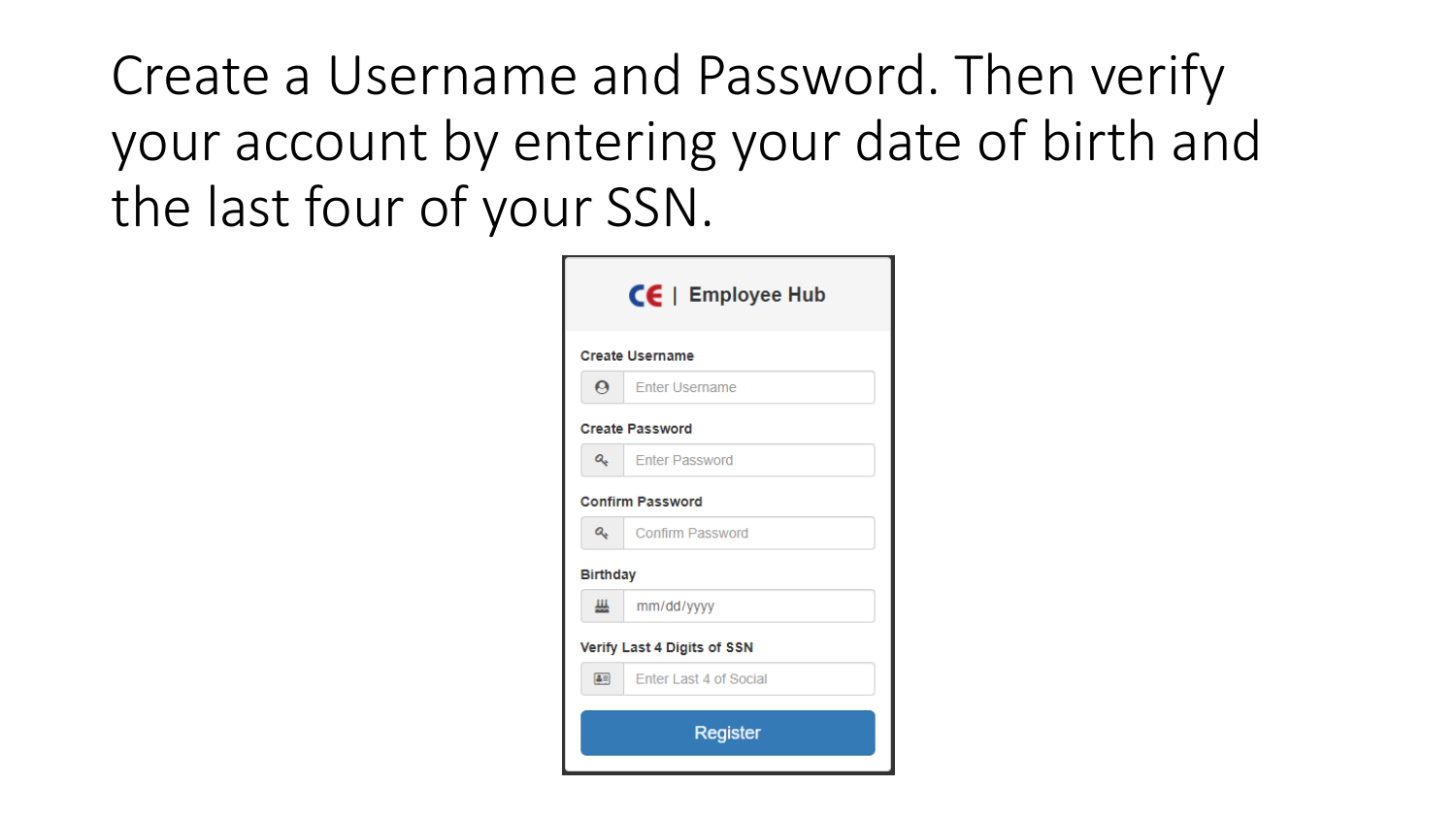# Create a Username and Password. Then verify your account by entering your date of birth and the last four of your SSN.

**CE | Employee Hub**

**Create Username**

Enter Username

**Create Password**

Enter Password

**Confirm Password**

Confirm Password

**Birthday**

mm/dd/yyyy

**Verify Last 4 Digits of SSN**

Enter Last 4 of Social

Register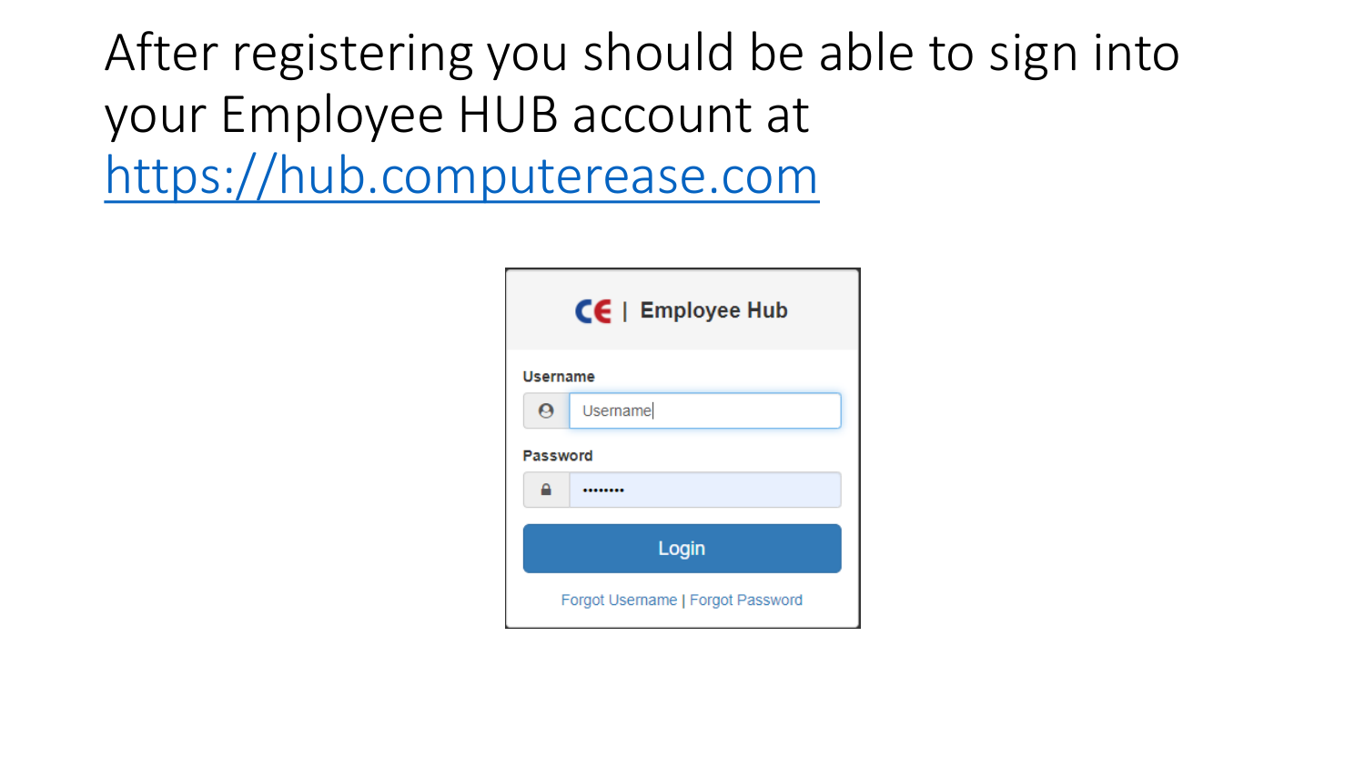# After registering you should be able to sign into your Employee HUB account at [https://hub.computerease.com](https://hub.computerease.com)

**CE | Employee Hub**

**Username**

Username

**Password**

••••••••

Login

Forgot Username | Forgot Password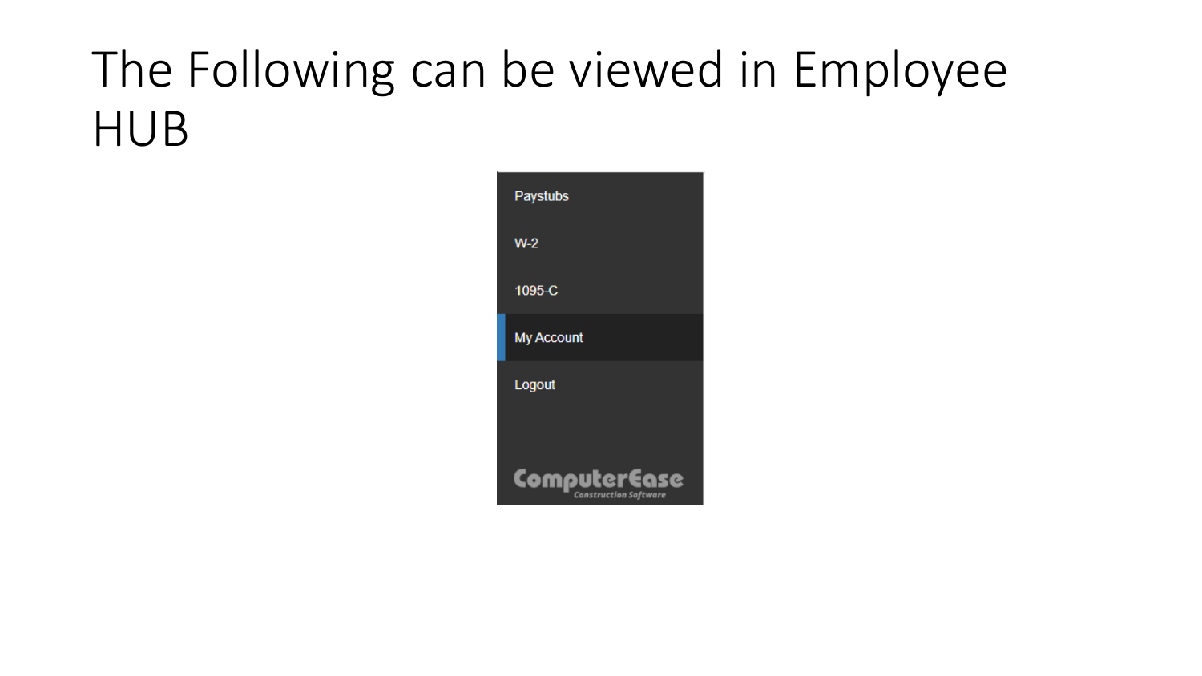# The Following can be viewed in Employee HUB

- Paystubs
- W-2
- 1095-C
- My Account
- Logout

ComputerEase
Construction Software